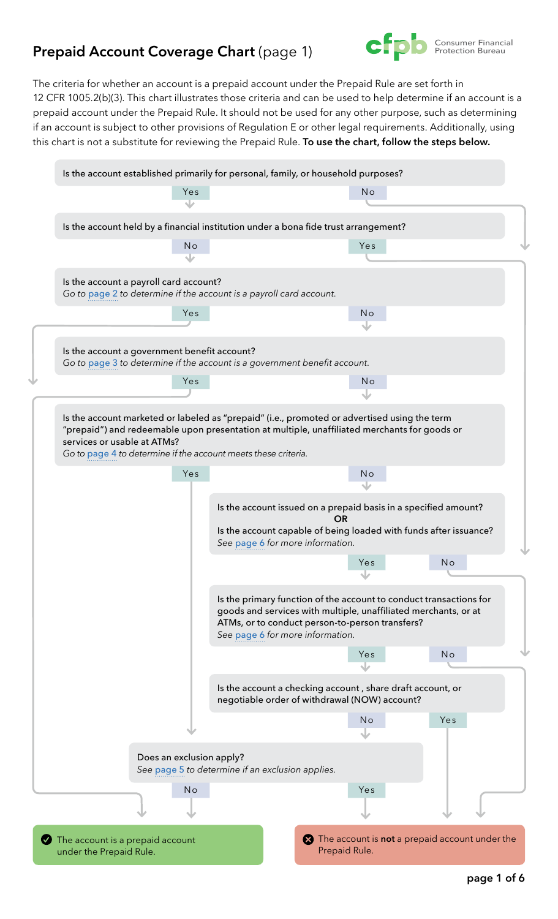# Prepaid Account Coverage Chart (page 1)

Consumer Financial Protection Bureau

The criteria for whether an account is a prepaid account under the Prepaid Rule are set forth in 12 CFR 1005.2(b)(3). This chart illustrates those criteria and can be used to help determine if an account is a prepaid account under the Prepaid Rule. It should not be used for any other purpose, such as determining if an account is subject to other provisions of Regulation E or other legal requirements. Additionally, using this chart is not a substitute for reviewing the Prepaid Rule. **To use the chart, follow the steps below.**

Is the account established primarily for personal, family, or household purposes?

Yes | No

Is the account held by a financial institution under a bona fide trust arrangement?

No | Yes

Is the account a payroll card account?
*Go to page 2 to determine if the account is a payroll card account.*

Yes | No

Is the account a government benefit account?
*Go to page 3 to determine if the account is a government benefit account.*

Yes | No

Is the account marketed or labeled as "prepaid" (i.e., promoted or advertised using the term "prepaid") and redeemable upon presentation at multiple, unaffiliated merchants for goods or services or usable at ATMs?
*Go to page 4 to determine if the account meets these criteria.*

Yes | No

Is the account issued on a prepaid basis in a specified amount?
**OR**
Is the account capable of being loaded with funds after issuance?
*See page 6 for more information.*

Yes | No

Is the primary function of the account to conduct transactions for goods and services with multiple, unaffiliated merchants, or at ATMs, or to conduct person-to-person transfers?
*See page 6 for more information.*

Yes | No

Is the account a checking account , share draft account, or negotiable order of withdrawal (NOW) account?

No | Yes

Does an exclusion apply?
*See page 5 to determine if an exclusion applies.*

No | Yes

✔ The account is a prepaid account under the Prepaid Rule.

✖ The account is **not** a prepaid account under the Prepaid Rule.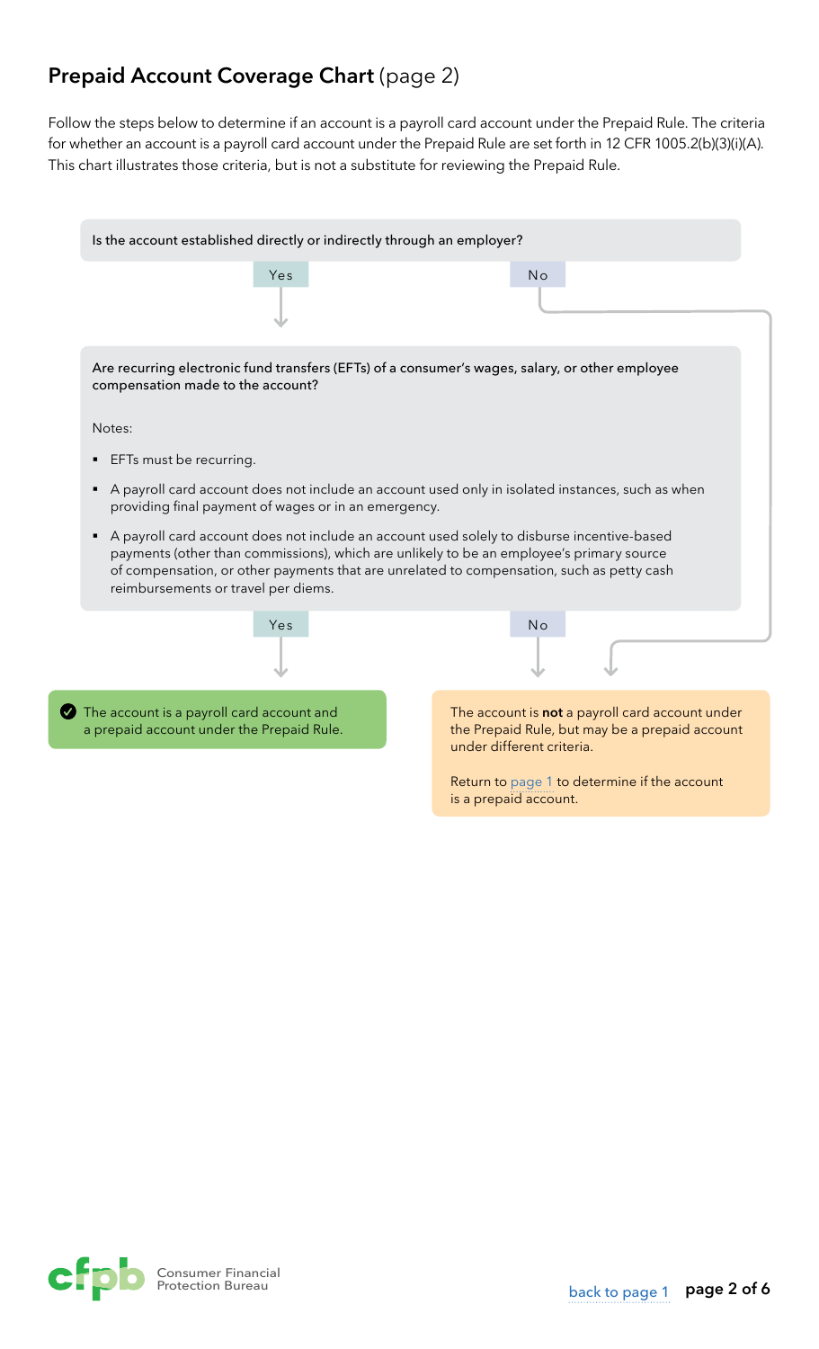## **Prepaid Account Coverage Chart** (page 2)

Follow the steps below to determine if an account is a payroll card account under the Prepaid Rule. The criteria for whether an account is a payroll card account under the Prepaid Rule are set forth in 12 CFR 1005.2(b)(3)(i)(A). This chart illustrates those criteria, but is not a substitute for reviewing the Prepaid Rule.

Is the account established directly or indirectly through an employer?

Yes

No

Are recurring electronic fund transfers (EFTs) of a consumer's wages, salary, or other employee compensation made to the account?

Notes:

- EFTs must be recurring.
- A payroll card account does not include an account used only in isolated instances, such as when providing final payment of wages or in an emergency.
- A payroll card account does not include an account used solely to disburse incentive-based payments (other than commissions), which are unlikely to be an employee's primary source of compensation, or other payments that are unrelated to compensation, such as petty cash reimbursements or travel per diems.

Yes

No

The account is a payroll card account and a prepaid account under the Prepaid Rule.

The account is **not** a payroll card account under the Prepaid Rule, but may be a prepaid account under different criteria.

Return to page 1 to determine if the account is a prepaid account.

Consumer Financial Protection Bureau

back to page 1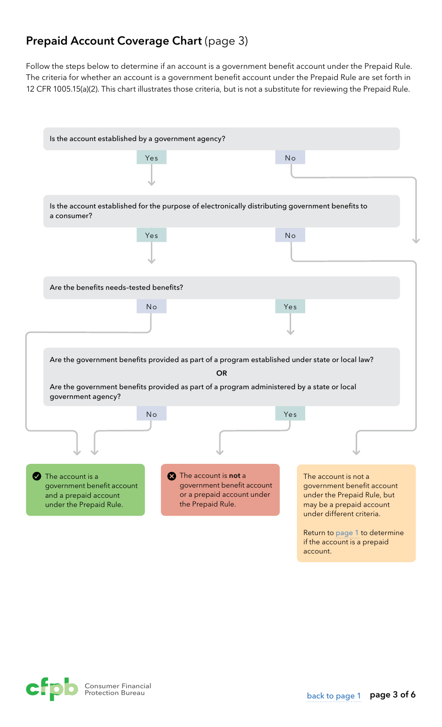## **Prepaid Account Coverage Chart** (page 3)

Follow the steps below to determine if an account is a government benefit account under the Prepaid Rule. The criteria for whether an account is a government benefit account under the Prepaid Rule are set forth in 12 CFR 1005.15(a)(2). This chart illustrates those criteria, but is not a substitute for reviewing the Prepaid Rule.

**Is the account established by a government agency?**

- Yes → Go to the next question.
- No → The account is not a government benefit account under the Prepaid Rule, but may be a prepaid account under different criteria.

**Is the account established for the purpose of electronically distributing government benefits to a consumer?**

- Yes → Go to the next question.
- No → The account is not a government benefit account under the Prepaid Rule, but may be a prepaid account under different criteria.

**Are the benefits needs-tested benefits?**

- No → The account is a government benefit account and a prepaid account under the Prepaid Rule.
- Yes → Go to the next question.

**Are the government benefits provided as part of a program established under state or local law?**

**OR**

**Are the government benefits provided as part of a program administered by a state or local government agency?**

- No → The account is a government benefit account and a prepaid account under the Prepaid Rule.
- Yes → The account is **not** a government benefit account or a prepaid account under the Prepaid Rule.

---

✔ The account is a government benefit account and a prepaid account under the Prepaid Rule.

✖ The account is **not** a government benefit account or a prepaid account under the Prepaid Rule.

The account is not a government benefit account under the Prepaid Rule, but may be a prepaid account under different criteria.

Return to page 1 to determine if the account is a prepaid account.

Consumer Financial Protection Bureau

back to page 1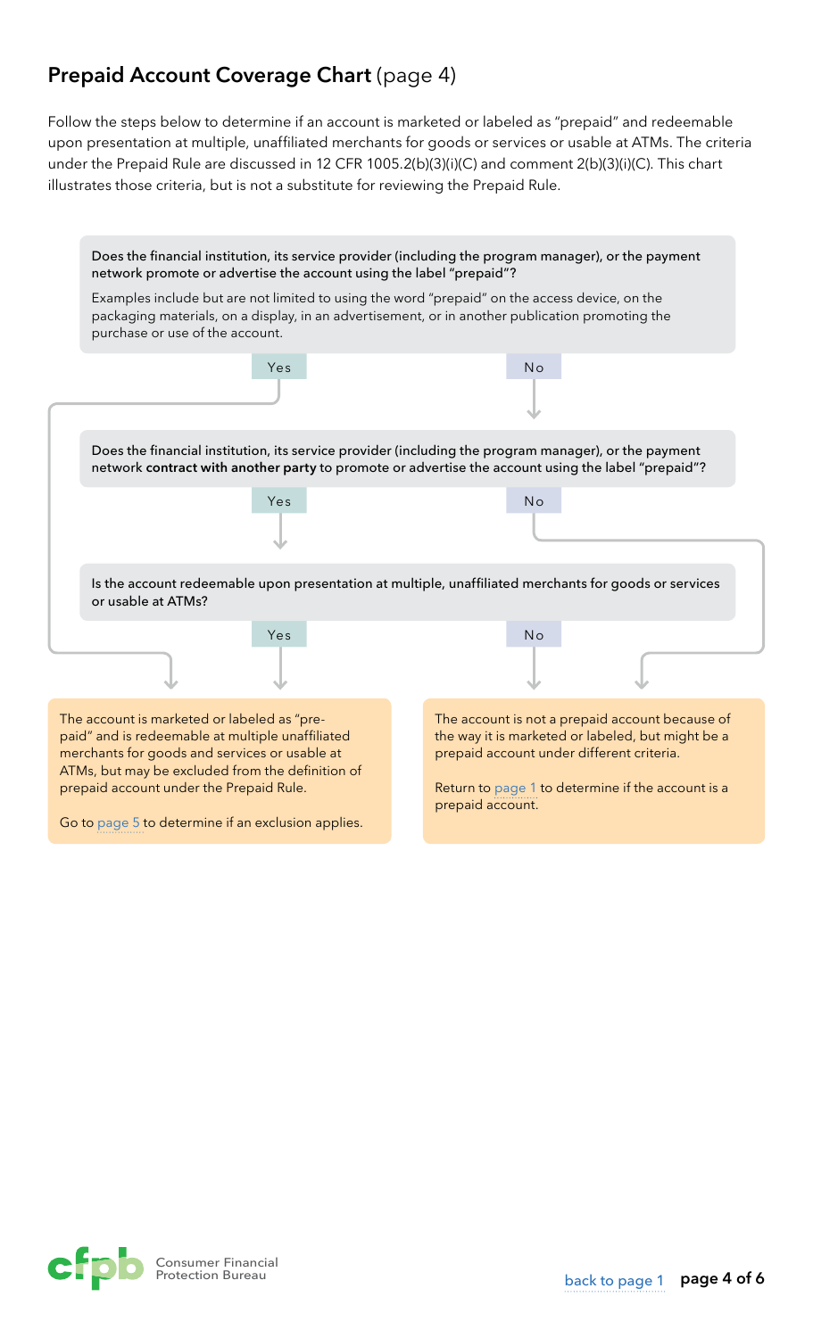## **Prepaid Account Coverage Chart** (page 4)

Follow the steps below to determine if an account is marketed or labeled as "prepaid" and redeemable upon presentation at multiple, unaffiliated merchants for goods or services or usable at ATMs. The criteria under the Prepaid Rule are discussed in 12 CFR 1005.2(b)(3)(i)(C) and comment 2(b)(3)(i)(C). This chart illustrates those criteria, but is not a substitute for reviewing the Prepaid Rule.

**Does the financial institution, its service provider (including the program manager), or the payment network promote or advertise the account using the label "prepaid"?**

Examples include but are not limited to using the word "prepaid" on the access device, on the packaging materials, on a display, in an advertisement, or in another publication promoting the purchase or use of the account.

- **Yes** → The account is marketed or labeled as "prepaid" and is redeemable at multiple unaffiliated merchants for goods and services or usable at ATMs, but may be excluded from the definition of prepaid account under the Prepaid Rule.
- **No** → Go to next question.

**Does the financial institution, its service provider (including the program manager), or the payment network contract with another party to promote or advertise the account using the label "prepaid"?**

- **Yes** → Go to next question.
- **No** → The account is not a prepaid account because of the way it is marketed or labeled, but might be a prepaid account under different criteria.

**Is the account redeemable upon presentation at multiple, unaffiliated merchants for goods or services or usable at ATMs?**

- **Yes** → The account is marketed or labeled as "prepaid" and is redeemable at multiple unaffiliated merchants for goods and services or usable at ATMs, but may be excluded from the definition of prepaid account under the Prepaid Rule.
- **No** → The account is not a prepaid account because of the way it is marketed or labeled, but might be a prepaid account under different criteria.

---

The account is marketed or labeled as "prepaid" and is redeemable at multiple unaffiliated merchants for goods and services or usable at ATMs, but may be excluded from the definition of prepaid account under the Prepaid Rule.

Go to page 5 to determine if an exclusion applies.

---

The account is not a prepaid account because of the way it is marketed or labeled, but might be a prepaid account under different criteria.

Return to page 1 to determine if the account is a prepaid account.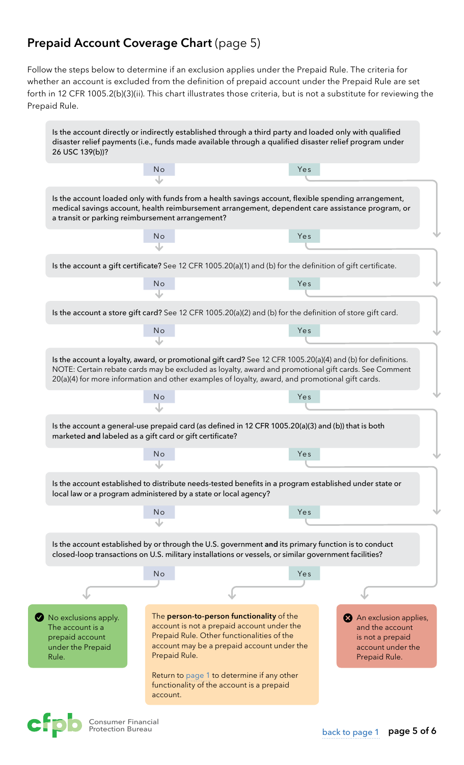## **Prepaid Account Coverage Chart** (page 5)

Follow the steps below to determine if an exclusion applies under the Prepaid Rule. The criteria for whether an account is excluded from the definition of prepaid account under the Prepaid Rule are set forth in 12 CFR 1005.2(b)(3)(ii). This chart illustrates those criteria, but is not a substitute for reviewing the Prepaid Rule.

Is the account directly or indirectly established through a third party and loaded only with qualified disaster relief payments (i.e., funds made available through a qualified disaster relief program under 26 USC 139(b))?

- No → next question
- Yes → An exclusion applies

Is the account loaded only with funds from a health savings account, flexible spending arrangement, medical savings account, health reimbursement arrangement, dependent care assistance program, or a transit or parking reimbursement arrangement?

- No → next question
- Yes → An exclusion applies

Is the account a **gift certificate?** See 12 CFR 1005.20(a)(1) and (b) for the definition of gift certificate.

- No → next question
- Yes → An exclusion applies

Is the account a **store gift card?** See 12 CFR 1005.20(a)(2) and (b) for the definition of store gift card.

- No → next question
- Yes → An exclusion applies

Is the account a **loyalty, award, or promotional gift card?** See 12 CFR 1005.20(a)(4) and (b) for definitions. NOTE: Certain rebate cards may be excluded as loyalty, award and promotional gift cards. See Comment 20(a)(4) for more information and other examples of loyalty, award, and promotional gift cards.

- No → next question
- Yes → An exclusion applies

Is the account a general-use prepaid card (as defined in 12 CFR 1005.20(a)(3) and (b)) that is both marketed **and** labeled as a gift card or gift certificate?

- No → next question
- Yes → An exclusion applies

Is the account established to distribute needs-tested benefits in a program established under state or local law or a program administered by a state or local agency?

- No → next question
- Yes → An exclusion applies

Is the account established by or through the U.S. government **and** its primary function is to conduct closed-loop transactions on U.S. military installations or vessels, or similar government facilities?

- No → No exclusions apply
- Yes → Person-to-person functionality outcome

**Outcomes:**

- ✔ No exclusions apply. The account is a prepaid account under the Prepaid Rule.
- The **person-to-person functionality** of the account is not a prepaid account under the Prepaid Rule. Other functionalities of the account may be a prepaid account under the Prepaid Rule.

  Return to page 1 to determine if any other functionality of the account is a prepaid account.
- ✖ An exclusion applies, and the account is not a prepaid account under the Prepaid Rule.

Consumer Financial Protection Bureau

back to page 1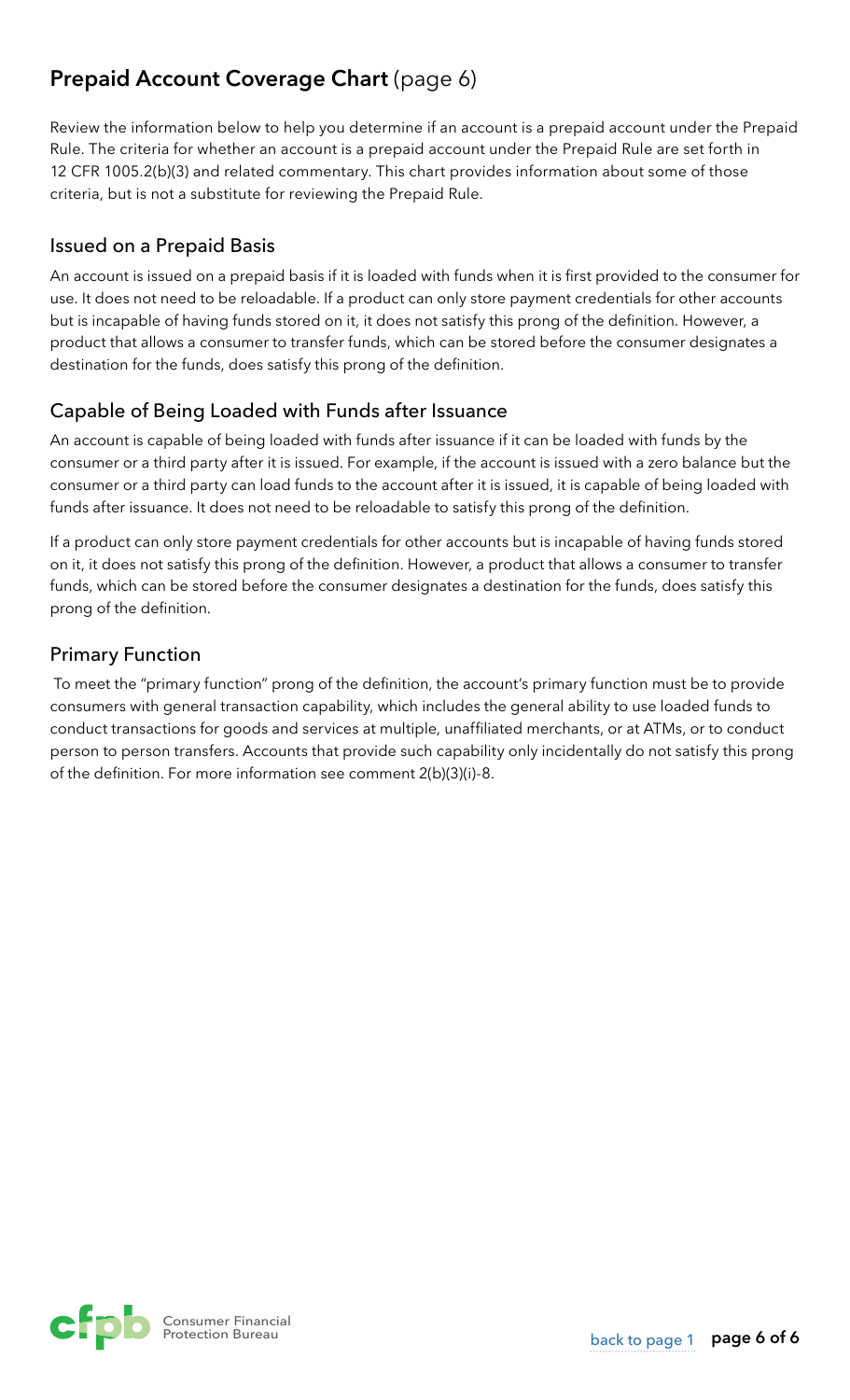# **Prepaid Account Coverage Chart** (page 6)

Review the information below to help you determine if an account is a prepaid account under the Prepaid Rule. The criteria for whether an account is a prepaid account under the Prepaid Rule are set forth in 12 CFR 1005.2(b)(3) and related commentary. This chart provides information about some of those criteria, but is not a substitute for reviewing the Prepaid Rule.

## Issued on a Prepaid Basis

An account is issued on a prepaid basis if it is loaded with funds when it is first provided to the consumer for use. It does not need to be reloadable. If a product can only store payment credentials for other accounts but is incapable of having funds stored on it, it does not satisfy this prong of the definition. However, a product that allows a consumer to transfer funds, which can be stored before the consumer designates a destination for the funds, does satisfy this prong of the definition.

## Capable of Being Loaded with Funds after Issuance

An account is capable of being loaded with funds after issuance if it can be loaded with funds by the consumer or a third party after it is issued. For example, if the account is issued with a zero balance but the consumer or a third party can load funds to the account after it is issued, it is capable of being loaded with funds after issuance. It does not need to be reloadable to satisfy this prong of the definition.

If a product can only store payment credentials for other accounts but is incapable of having funds stored on it, it does not satisfy this prong of the definition. However, a product that allows a consumer to transfer funds, which can be stored before the consumer designates a destination for the funds, does satisfy this prong of the definition.

## Primary Function

To meet the "primary function" prong of the definition, the account's primary function must be to provide consumers with general transaction capability, which includes the general ability to use loaded funds to conduct transactions for goods and services at multiple, unaffiliated merchants, or at ATMs, or to conduct person to person transfers. Accounts that provide such capability only incidentally do not satisfy this prong of the definition. For more information see comment 2(b)(3)(i)-8.

back to page 1